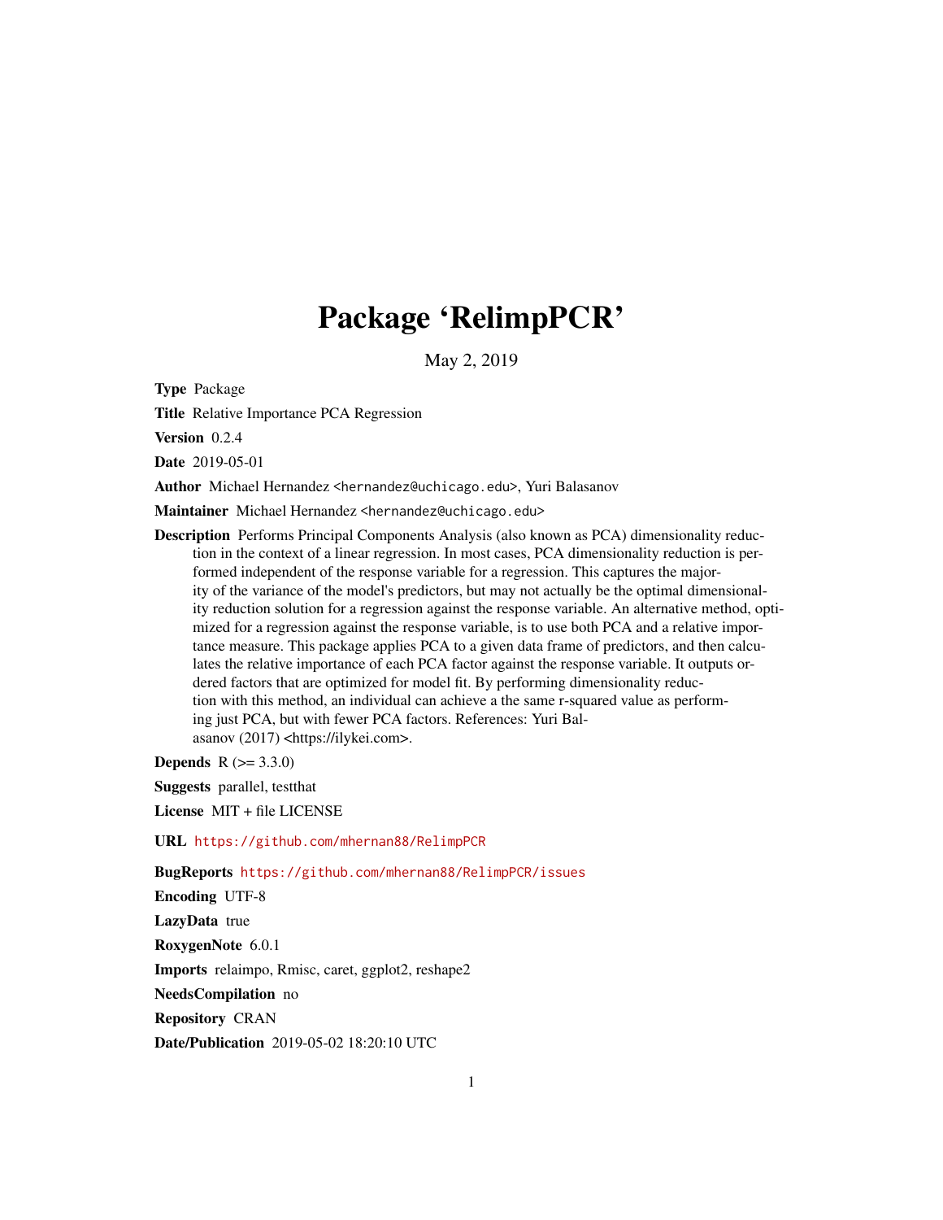# Package 'RelimpPCR'

May 2, 2019

**Type** Package

**Title** Relative Importance PCA Regression

**Version** 0.2.4

**Date** 2019-05-01

**Author** Michael Hernandez <hernandez@uchicago.edu>, Yuri Balasanov

**Maintainer** Michael Hernandez <hernandez@uchicago.edu>

**Description** Performs Principal Components Analysis (also known as PCA) dimensionality reduction in the context of a linear regression. In most cases, PCA dimensionality reduction is performed independent of the response variable for a regression. This captures the majority of the variance of the model's predictors, but may not actually be the optimal dimensionality reduction solution for a regression against the response variable. An alternative method, optimized for a regression against the response variable, is to use both PCA and a relative importance measure. This package applies PCA to a given data frame of predictors, and then calculates the relative importance of each PCA factor against the response variable. It outputs ordered factors that are optimized for model fit. By performing dimensionality reduction with this method, an individual can achieve a the same r-squared value as performing just PCA, but with fewer PCA factors. References: Yuri Balasanov (2017) <https://ilykei.com>.

**Depends** R (>= 3.3.0)

**Suggests** parallel, testthat

**License** MIT + file LICENSE

**URL** https://github.com/mhernan88/RelimpPCR

**BugReports** https://github.com/mhernan88/RelimpPCR/issues

**Encoding** UTF-8

**LazyData** true

**RoxygenNote** 6.0.1

**Imports** relaimpo, Rmisc, caret, ggplot2, reshape2

**NeedsCompilation** no

**Repository** CRAN

**Date/Publication** 2019-05-02 18:20:10 UTC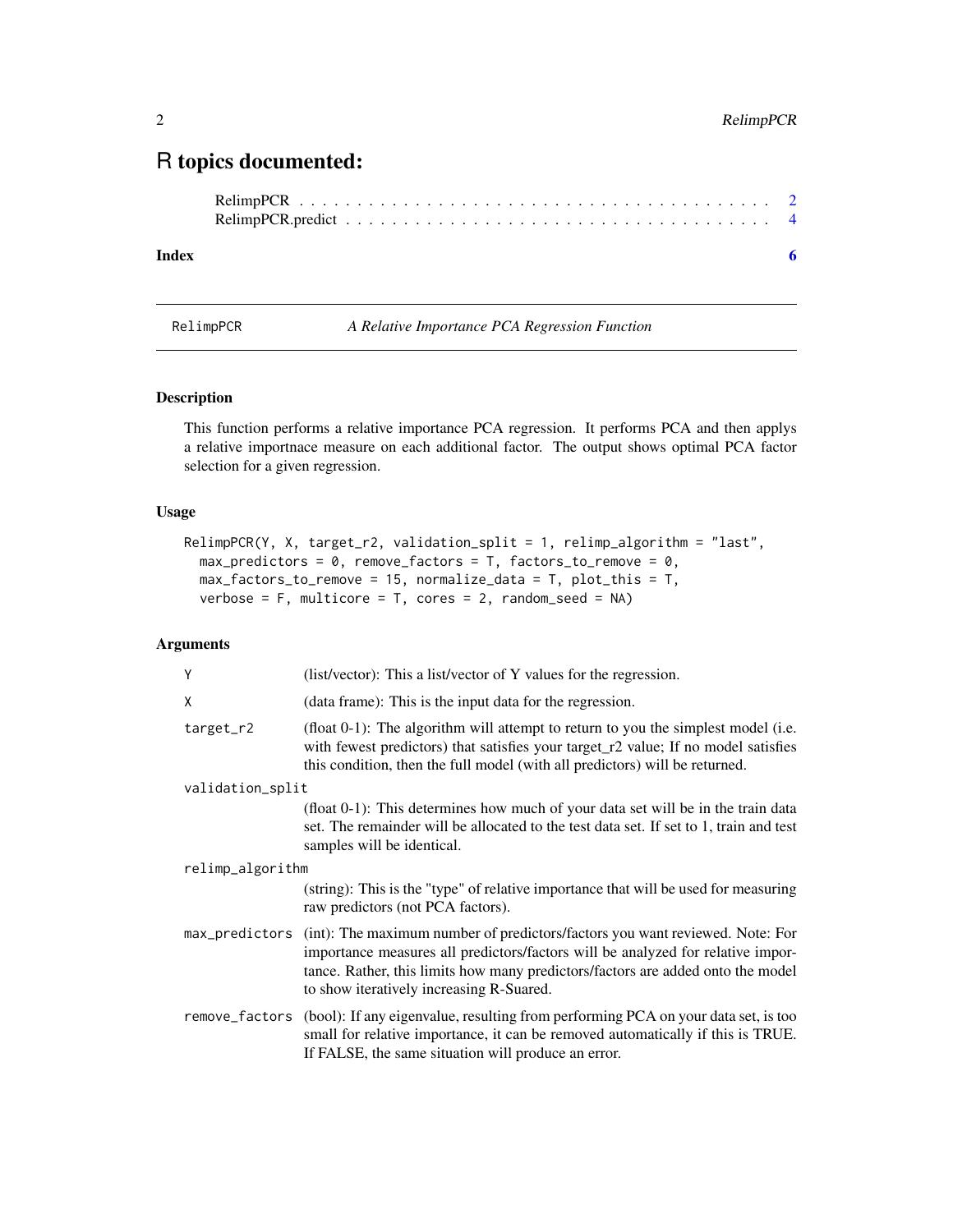# R topics documented:

RelimpPCR . . . . . . . . . . . . . . . . . . . . . . . . . . . . . . . . . . . . . . . 2
RelimpPCR.predict . . . . . . . . . . . . . . . . . . . . . . . . . . . . . . . . . . . 4

**Index** **6**

---

RelimpPCR *A Relative Importance PCA Regression Function*

---

## Description

This function performs a relative importance PCA regression. It performs PCA and then applys a relative importnace measure on each additional factor. The output shows optimal PCA factor selection for a given regression.

## Usage

```
RelimpPCR(Y, X, target_r2, validation_split = 1, relimp_algorithm = "last",
  max_predictors = 0, remove_factors = T, factors_to_remove = 0,
  max_factors_to_remove = 15, normalize_data = T, plot_this = T,
  verbose = F, multicore = T, cores = 2, random_seed = NA)
```

## Arguments

| | |
|---|---|
| Y | (list/vector): This a list/vector of Y values for the regression. |
| X | (data frame): This is the input data for the regression. |
| target_r2 | (float 0-1): The algorithm will attempt to return to you the simplest model (i.e. with fewest predictors) that satisfies your target_r2 value; If no model satisfies this condition, then the full model (with all predictors) will be returned. |
| validation_split | (float 0-1): This determines how much of your data set will be in the train data set. The remainder will be allocated to the test data set. If set to 1, train and test samples will be identical. |
| relimp_algorithm | (string): This is the "type" of relative importance that will be used for measuring raw predictors (not PCA factors). |
| max_predictors | (int): The maximum number of predictors/factors you want reviewed. Note: For importance measures all predictors/factors will be analyzed for relative importance. Rather, this limits how many predictors/factors are added onto the model to show iteratively increasing R-Suared. |
| remove_factors | (bool): If any eigenvalue, resulting from performing PCA on your data set, is too small for relative importance, it can be removed automatically if this is TRUE. If FALSE, the same situation will produce an error. |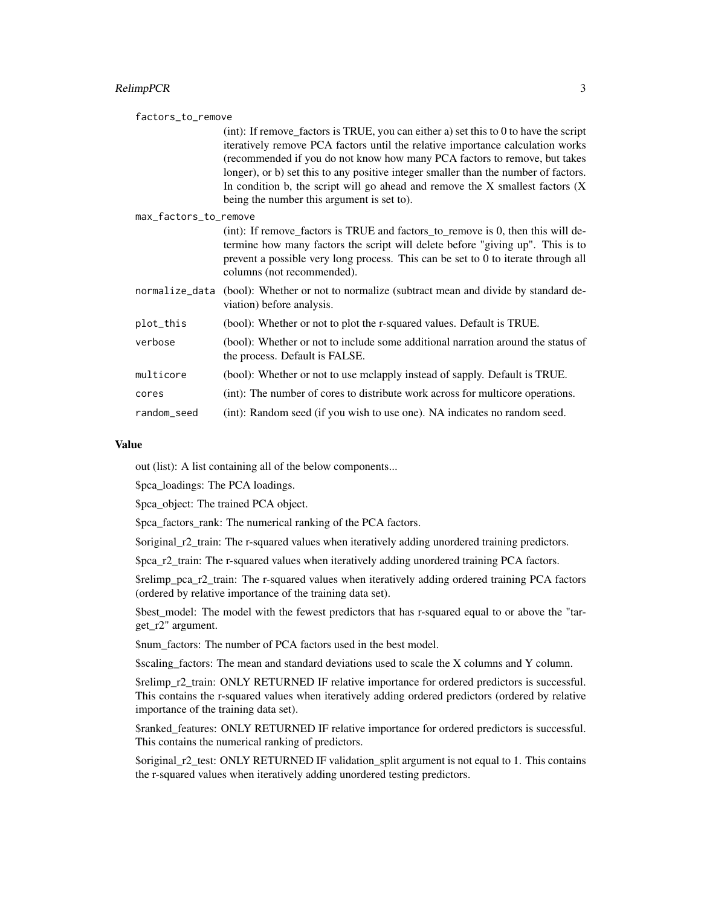factors_to_remove

: (int): If remove_factors is TRUE, you can either a) set this to 0 to have the script iteratively remove PCA factors until the relative importance calculation works (recommended if you do not know how many PCA factors to remove, but takes longer), or b) set this to any positive integer smaller than the number of factors. In condition b, the script will go ahead and remove the X smallest factors (X being the number this argument is set to).

max_factors_to_remove

: (int): If remove_factors is TRUE and factors_to_remove is 0, then this will determine how many factors the script will delete before "giving up". This is to prevent a possible very long process. This can be set to 0 to iterate through all columns (not recommended).

normalize_data
: (bool): Whether or not to normalize (subtract mean and divide by standard deviation) before analysis.

plot_this
: (bool): Whether or not to plot the r-squared values. Default is TRUE.

verbose
: (bool): Whether or not to include some additional narration around the status of the process. Default is FALSE.

multicore
: (bool): Whether or not to use mclapply instead of sapply. Default is TRUE.

cores
: (int): The number of cores to distribute work across for multicore operations.

random_seed
: (int): Random seed (if you wish to use one). NA indicates no random seed.

### Value

out (list): A list containing all of the below components...

$pca_loadings: The PCA loadings.

$pca_object: The trained PCA object.

$pca_factors_rank: The numerical ranking of the PCA factors.

$original_r2_train: The r-squared values when iteratively adding unordered training predictors.

$pca_r2_train: The r-squared values when iteratively adding unordered training PCA factors.

$relimp_pca_r2_train: The r-squared values when iteratively adding ordered training PCA factors (ordered by relative importance of the training data set).

$best_model: The model with the fewest predictors that has r-squared equal to or above the "target_r2" argument.

$num_factors: The number of PCA factors used in the best model.

$scaling_factors: The mean and standard deviations used to scale the X columns and Y column.

$relimp_r2_train: ONLY RETURNED IF relative importance for ordered predictors is successful. This contains the r-squared values when iteratively adding ordered predictors (ordered by relative importance of the training data set).

$ranked_features: ONLY RETURNED IF relative importance for ordered predictors is successful. This contains the numerical ranking of predictors.

$original_r2_test: ONLY RETURNED IF validation_split argument is not equal to 1. This contains the r-squared values when iteratively adding unordered testing predictors.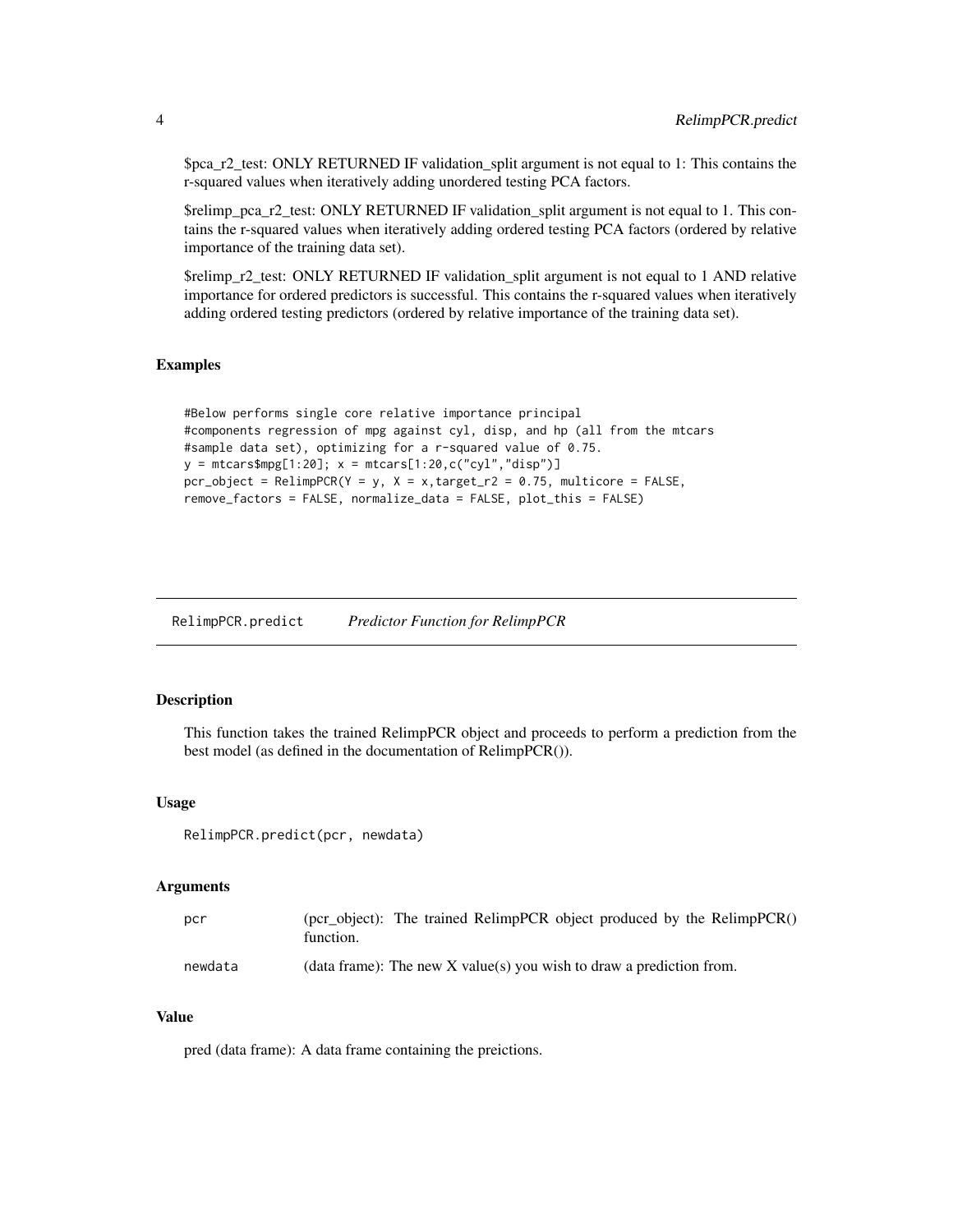$pca_r2_test: ONLY RETURNED IF validation_split argument is not equal to 1: This contains the r-squared values when iteratively adding unordered testing PCA factors.

$relimp_pca_r2_test: ONLY RETURNED IF validation_split argument is not equal to 1. This contains the r-squared values when iteratively adding ordered testing PCA factors (ordered by relative importance of the training data set).

$relimp_r2_test: ONLY RETURNED IF validation_split argument is not equal to 1 AND relative importance for ordered predictors is successful. This contains the r-squared values when iteratively adding ordered testing predictors (ordered by relative importance of the training data set).

### Examples

```
#Below performs single core relative importance principal
#components regression of mpg against cyl, disp, and hp (all from the mtcars
#sample data set), optimizing for a r-squared value of 0.75.
y = mtcars$mpg[1:20]; x = mtcars[1:20,c("cyl","disp")]
pcr_object = RelimpPCR(Y = y, X = x,target_r2 = 0.75, multicore = FALSE,
remove_factors = FALSE, normalize_data = FALSE, plot_this = FALSE)
```

---

## RelimpPCR.predict    *Predictor Function for RelimpPCR*

### Description

This function takes the trained RelimpPCR object and proceeds to perform a prediction from the best model (as defined in the documentation of RelimpPCR()).

### Usage

```
RelimpPCR.predict(pcr, newdata)
```

### Arguments

| | |
|---|---|
| pcr | (pcr_object): The trained RelimpPCR object produced by the RelimpPCR() function. |
| newdata | (data frame): The new X value(s) you wish to draw a prediction from. |

### Value

pred (data frame): A data frame containing the preictions.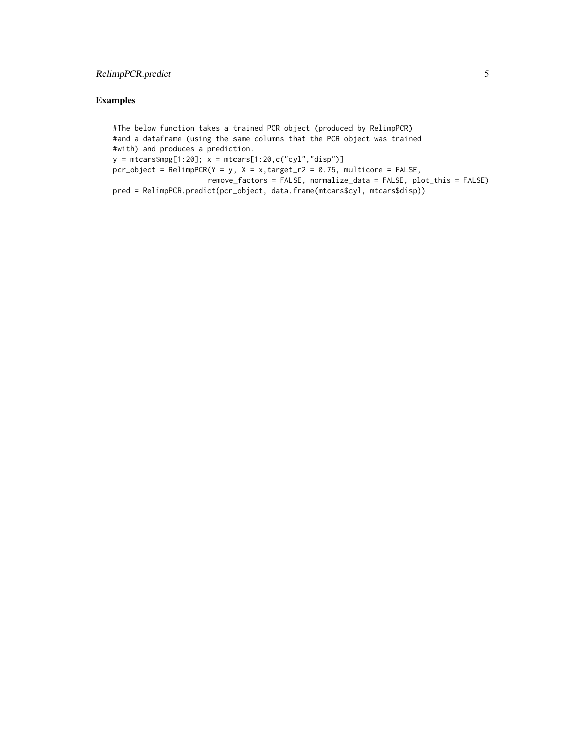## Examples

```
#The below function takes a trained PCR object (produced by RelimpPCR)
#and a dataframe (using the same columns that the PCR object was trained
#with) and produces a prediction.
y = mtcars$mpg[1:20]; x = mtcars[1:20,c("cyl","disp")]
pcr_object = RelimpPCR(Y = y, X = x,target_r2 = 0.75, multicore = FALSE,
                      remove_factors = FALSE, normalize_data = FALSE, plot_this = FALSE)
pred = RelimpPCR.predict(pcr_object, data.frame(mtcars$cyl, mtcars$disp))
```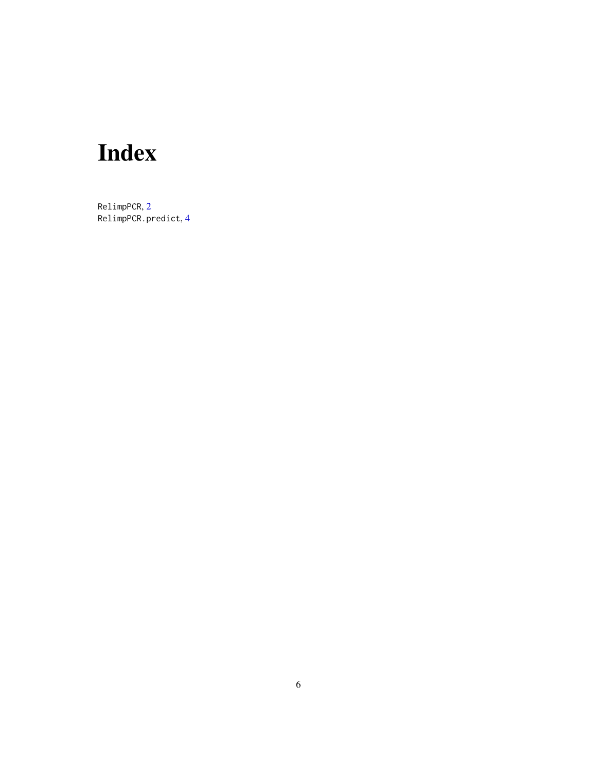# Index

RelimpPCR, 2
RelimpPCR.predict, 4